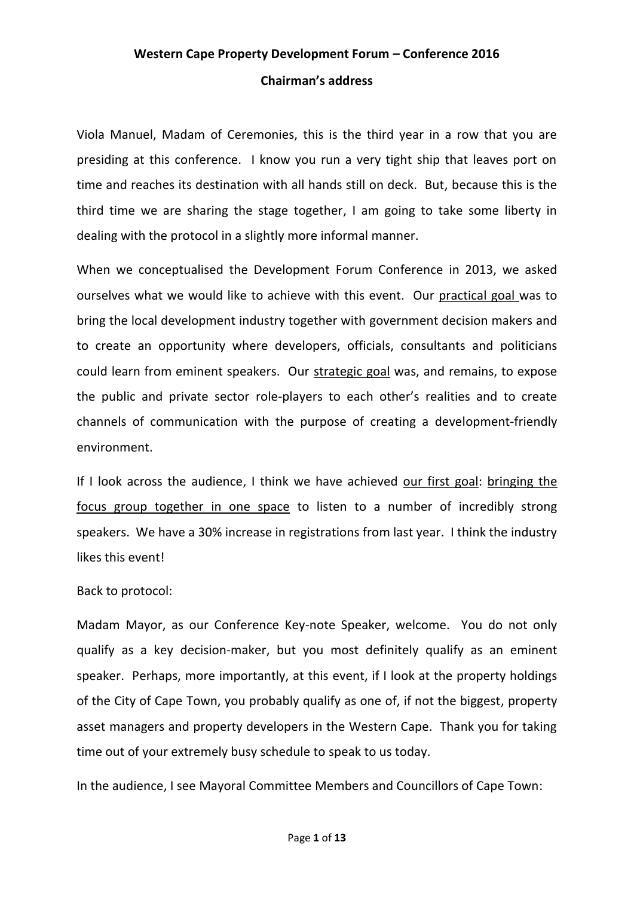**Western Cape Property Development Forum – Conference 2016**

**Chairman's address**

Viola Manuel, Madam of Ceremonies, this is the third year in a row that you are presiding at this conference. I know you run a very tight ship that leaves port on time and reaches its destination with all hands still on deck. But, because this is the third time we are sharing the stage together, I am going to take some liberty in dealing with the protocol in a slightly more informal manner.

When we conceptualised the Development Forum Conference in 2013, we asked ourselves what we would like to achieve with this event. Our <u>practical goal</u> was to bring the local development industry together with government decision makers and to create an opportunity where developers, officials, consultants and politicians could learn from eminent speakers. Our <u>strategic goal</u> was, and remains, to expose the public and private sector role-players to each other's realities and to create channels of communication with the purpose of creating a development-friendly environment.

If I look across the audience, I think we have achieved <u>our first goal</u>: <u>bringing the focus group together in one space</u> to listen to a number of incredibly strong speakers. We have a 30% increase in registrations from last year. I think the industry likes this event!

Back to protocol:

Madam Mayor, as our Conference Key-note Speaker, welcome. You do not only qualify as a key decision-maker, but you most definitely qualify as an eminent speaker. Perhaps, more importantly, at this event, if I look at the property holdings of the City of Cape Town, you probably qualify as one of, if not the biggest, property asset managers and property developers in the Western Cape. Thank you for taking time out of your extremely busy schedule to speak to us today.

In the audience, I see Mayoral Committee Members and Councillors of Cape Town: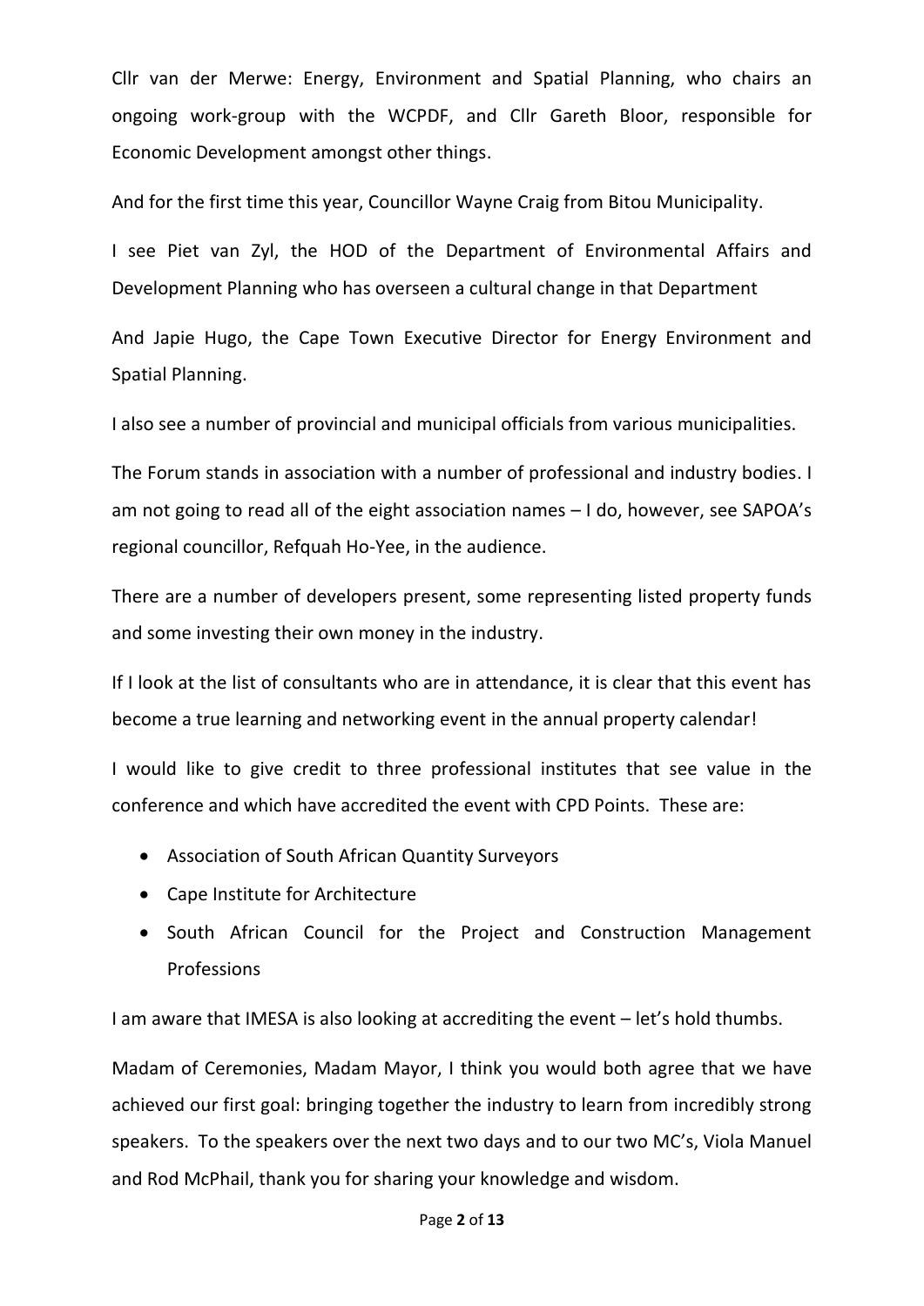Cllr van der Merwe: Energy, Environment and Spatial Planning, who chairs an ongoing work-group with the WCPDF, and Cllr Gareth Bloor, responsible for Economic Development amongst other things.

And for the first time this year, Councillor Wayne Craig from Bitou Municipality.

I see Piet van Zyl, the HOD of the Department of Environmental Affairs and Development Planning who has overseen a cultural change in that Department

And Japie Hugo, the Cape Town Executive Director for Energy Environment and Spatial Planning.

I also see a number of provincial and municipal officials from various municipalities.

The Forum stands in association with a number of professional and industry bodies. I am not going to read all of the eight association names – I do, however, see SAPOA's regional councillor, Refquah Ho-Yee, in the audience.

There are a number of developers present, some representing listed property funds and some investing their own money in the industry.

If I look at the list of consultants who are in attendance, it is clear that this event has become a true learning and networking event in the annual property calendar!

I would like to give credit to three professional institutes that see value in the conference and which have accredited the event with CPD Points. These are:

- Association of South African Quantity Surveyors
- Cape Institute for Architecture
- South African Council for the Project and Construction Management Professions

I am aware that IMESA is also looking at accrediting the event – let's hold thumbs.

Madam of Ceremonies, Madam Mayor, I think you would both agree that we have achieved our first goal: bringing together the industry to learn from incredibly strong speakers. To the speakers over the next two days and to our two MC's, Viola Manuel and Rod McPhail, thank you for sharing your knowledge and wisdom.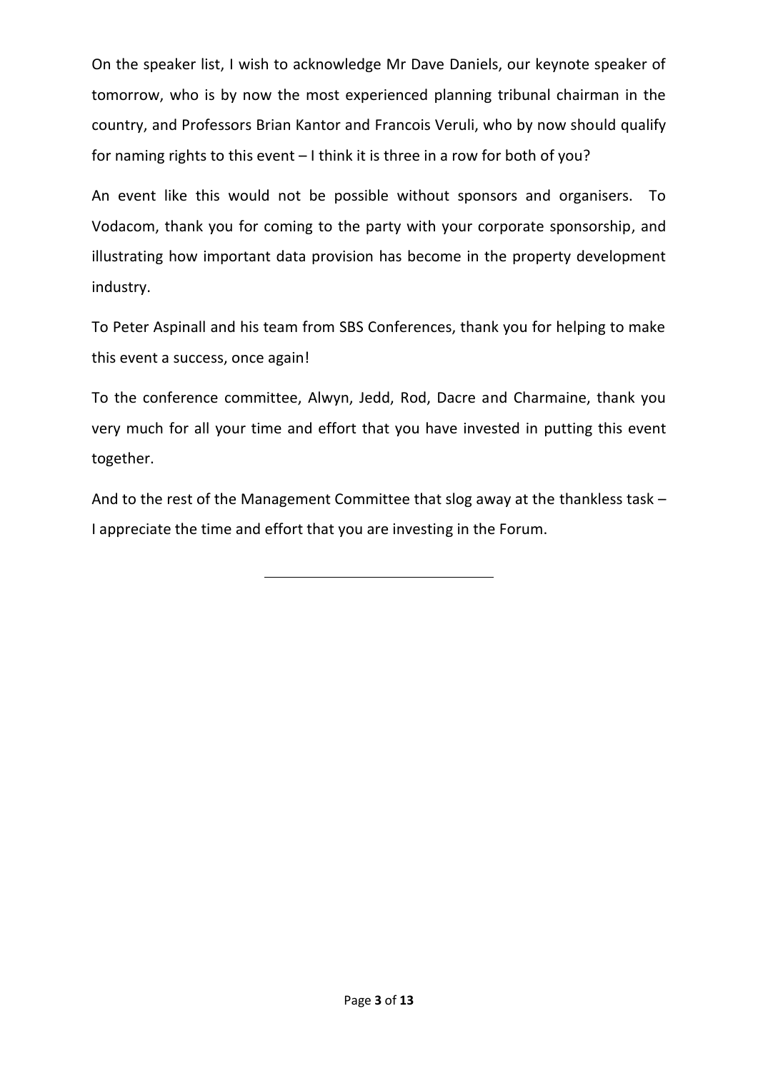On the speaker list, I wish to acknowledge Mr Dave Daniels, our keynote speaker of tomorrow, who is by now the most experienced planning tribunal chairman in the country, and Professors Brian Kantor and Francois Veruli, who by now should qualify for naming rights to this event – I think it is three in a row for both of you?

An event like this would not be possible without sponsors and organisers. To Vodacom, thank you for coming to the party with your corporate sponsorship, and illustrating how important data provision has become in the property development industry.

To Peter Aspinall and his team from SBS Conferences, thank you for helping to make this event a success, once again!

To the conference committee, Alwyn, Jedd, Rod, Dacre and Charmaine, thank you very much for all your time and effort that you have invested in putting this event together.

And to the rest of the Management Committee that slog away at the thankless task – I appreciate the time and effort that you are investing in the Forum.

---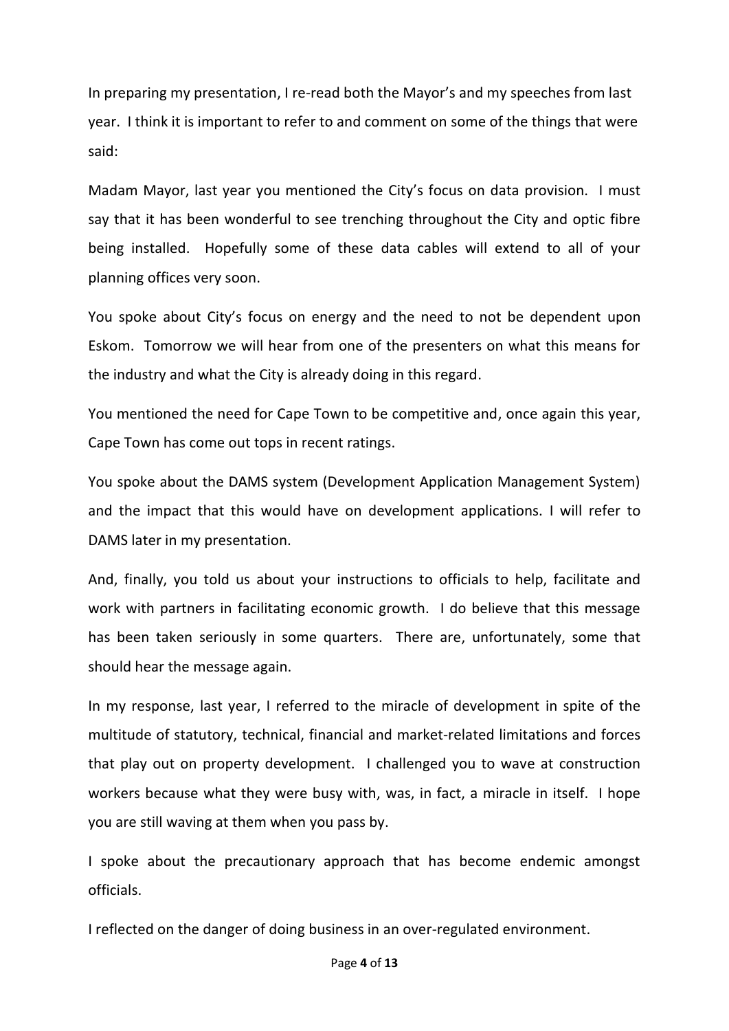In preparing my presentation, I re-read both the Mayor's and my speeches from last year. I think it is important to refer to and comment on some of the things that were said:

Madam Mayor, last year you mentioned the City's focus on data provision. I must say that it has been wonderful to see trenching throughout the City and optic fibre being installed. Hopefully some of these data cables will extend to all of your planning offices very soon.

You spoke about City's focus on energy and the need to not be dependent upon Eskom. Tomorrow we will hear from one of the presenters on what this means for the industry and what the City is already doing in this regard.

You mentioned the need for Cape Town to be competitive and, once again this year, Cape Town has come out tops in recent ratings.

You spoke about the DAMS system (Development Application Management System) and the impact that this would have on development applications. I will refer to DAMS later in my presentation.

And, finally, you told us about your instructions to officials to help, facilitate and work with partners in facilitating economic growth. I do believe that this message has been taken seriously in some quarters. There are, unfortunately, some that should hear the message again.

In my response, last year, I referred to the miracle of development in spite of the multitude of statutory, technical, financial and market-related limitations and forces that play out on property development. I challenged you to wave at construction workers because what they were busy with, was, in fact, a miracle in itself. I hope you are still waving at them when you pass by.

I spoke about the precautionary approach that has become endemic amongst officials.

I reflected on the danger of doing business in an over-regulated environment.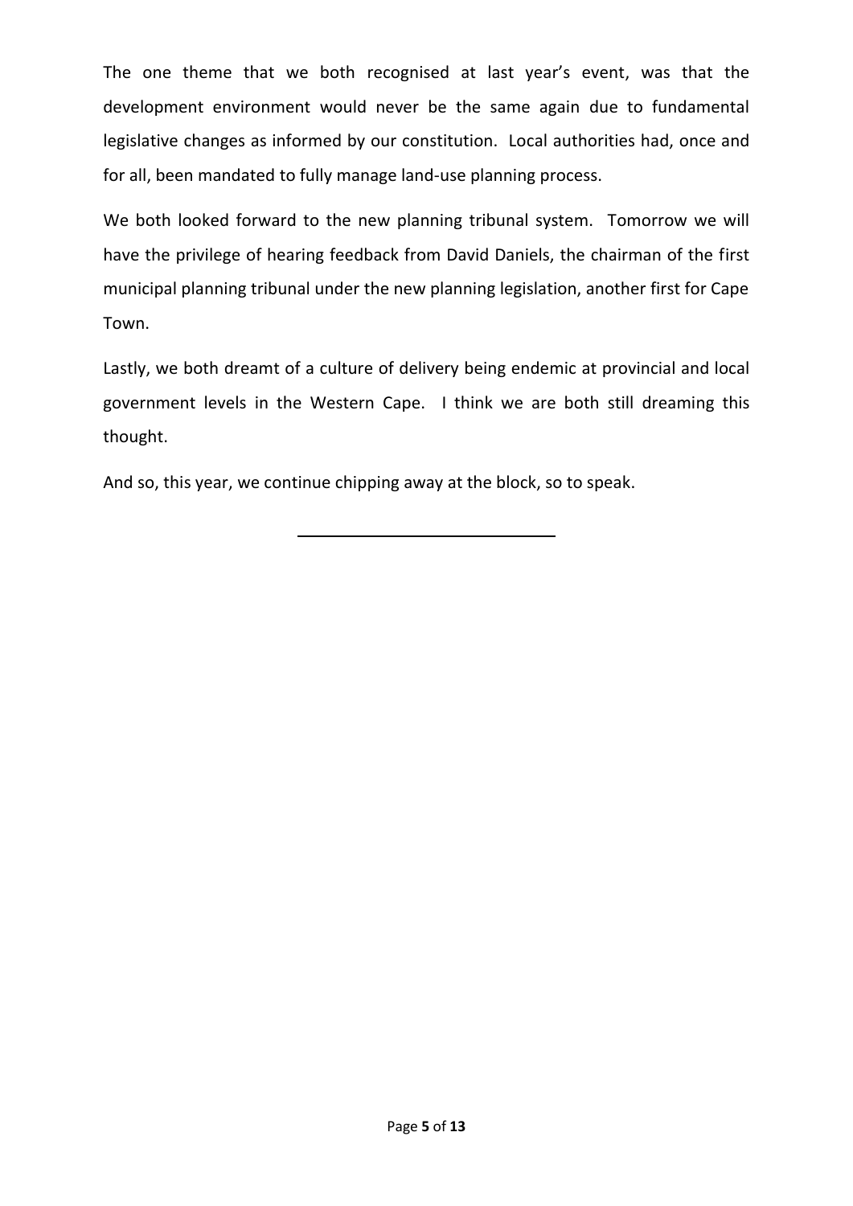The one theme that we both recognised at last year's event, was that the development environment would never be the same again due to fundamental legislative changes as informed by our constitution. Local authorities had, once and for all, been mandated to fully manage land-use planning process.

We both looked forward to the new planning tribunal system. Tomorrow we will have the privilege of hearing feedback from David Daniels, the chairman of the first municipal planning tribunal under the new planning legislation, another first for Cape Town.

Lastly, we both dreamt of a culture of delivery being endemic at provincial and local government levels in the Western Cape. I think we are both still dreaming this thought.

And so, this year, we continue chipping away at the block, so to speak.

---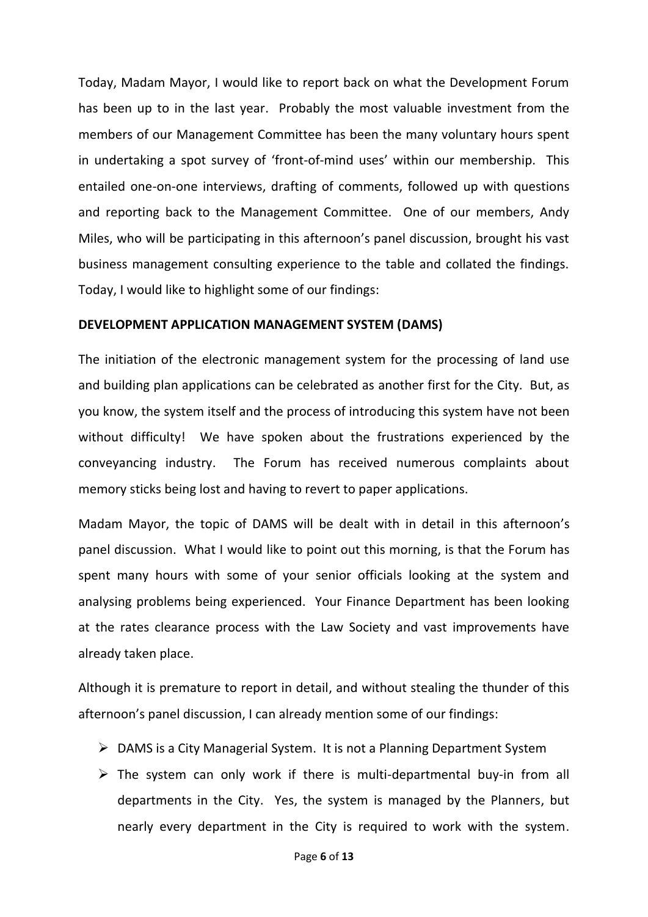Today, Madam Mayor, I would like to report back on what the Development Forum has been up to in the last year. Probably the most valuable investment from the members of our Management Committee has been the many voluntary hours spent in undertaking a spot survey of 'front-of-mind uses' within our membership. This entailed one-on-one interviews, drafting of comments, followed up with questions and reporting back to the Management Committee. One of our members, Andy Miles, who will be participating in this afternoon's panel discussion, brought his vast business management consulting experience to the table and collated the findings. Today, I would like to highlight some of our findings:

**DEVELOPMENT APPLICATION MANAGEMENT SYSTEM (DAMS)**

The initiation of the electronic management system for the processing of land use and building plan applications can be celebrated as another first for the City. But, as you know, the system itself and the process of introducing this system have not been without difficulty! We have spoken about the frustrations experienced by the conveyancing industry. The Forum has received numerous complaints about memory sticks being lost and having to revert to paper applications.

Madam Mayor, the topic of DAMS will be dealt with in detail in this afternoon's panel discussion. What I would like to point out this morning, is that the Forum has spent many hours with some of your senior officials looking at the system and analysing problems being experienced. Your Finance Department has been looking at the rates clearance process with the Law Society and vast improvements have already taken place.

Although it is premature to report in detail, and without stealing the thunder of this afternoon's panel discussion, I can already mention some of our findings:

- DAMS is a City Managerial System. It is not a Planning Department System
- The system can only work if there is multi-departmental buy-in from all departments in the City. Yes, the system is managed by the Planners, but nearly every department in the City is required to work with the system.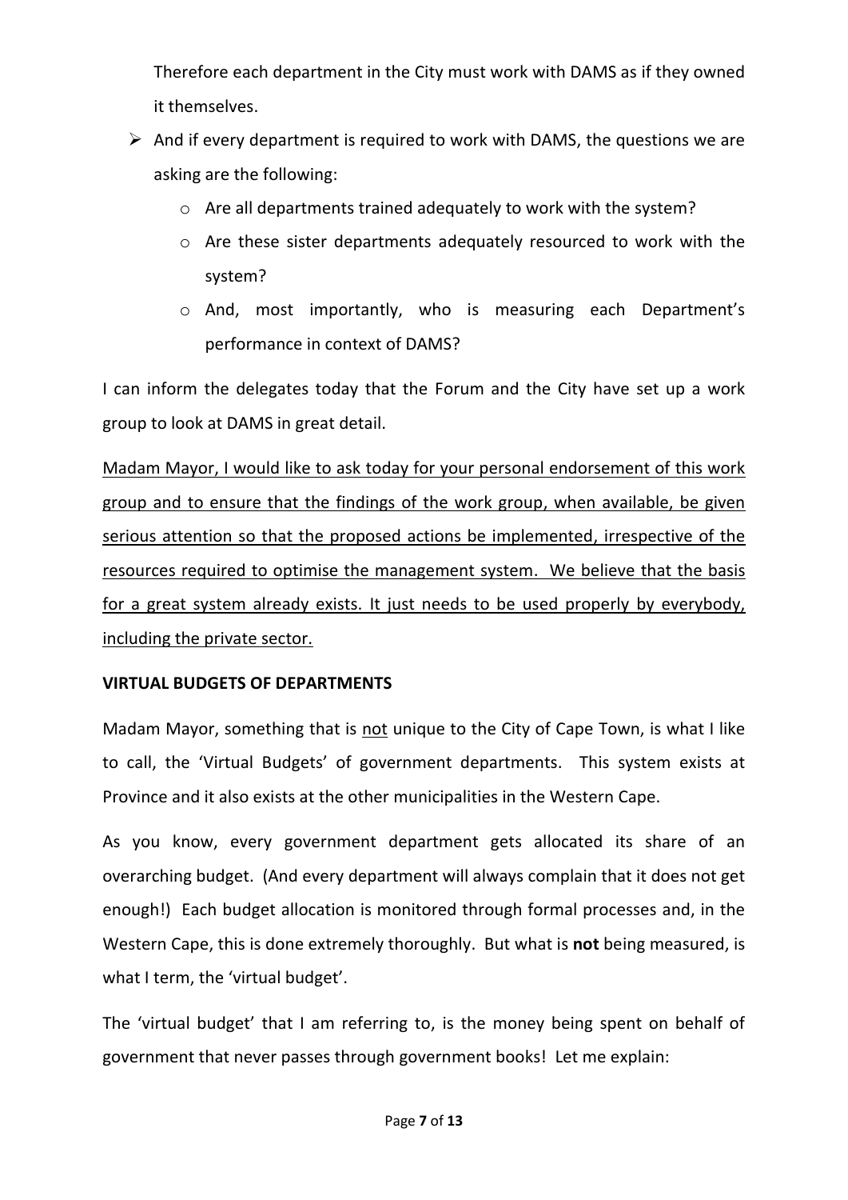Therefore each department in the City must work with DAMS as if they owned it themselves.

- And if every department is required to work with DAMS, the questions we are asking are the following:
  - Are all departments trained adequately to work with the system?
  - Are these sister departments adequately resourced to work with the system?
  - And, most importantly, who is measuring each Department's performance in context of DAMS?

I can inform the delegates today that the Forum and the City have set up a work group to look at DAMS in great detail.

<u>Madam Mayor, I would like to ask today for your personal endorsement of this work group and to ensure that the findings of the work group, when available, be given serious attention so that the proposed actions be implemented, irrespective of the resources required to optimise the management system. We believe that the basis for a great system already exists. It just needs to be used properly by everybody, including the private sector.</u>

**VIRTUAL BUDGETS OF DEPARTMENTS**

Madam Mayor, something that is <u>not</u> unique to the City of Cape Town, is what I like to call, the 'Virtual Budgets' of government departments. This system exists at Province and it also exists at the other municipalities in the Western Cape.

As you know, every government department gets allocated its share of an overarching budget. (And every department will always complain that it does not get enough!) Each budget allocation is monitored through formal processes and, in the Western Cape, this is done extremely thoroughly. But what is **not** being measured, is what I term, the 'virtual budget'.

The 'virtual budget' that I am referring to, is the money being spent on behalf of government that never passes through government books! Let me explain: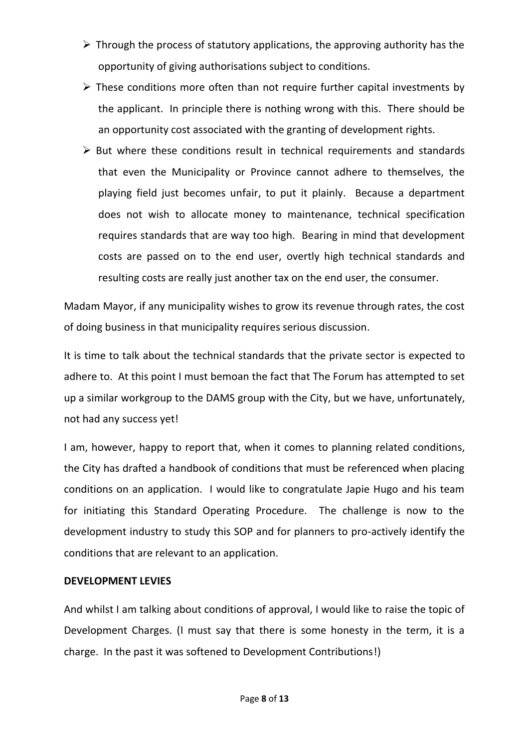- Through the process of statutory applications, the approving authority has the opportunity of giving authorisations subject to conditions.
- These conditions more often than not require further capital investments by the applicant. In principle there is nothing wrong with this. There should be an opportunity cost associated with the granting of development rights.
- But where these conditions result in technical requirements and standards that even the Municipality or Province cannot adhere to themselves, the playing field just becomes unfair, to put it plainly. Because a department does not wish to allocate money to maintenance, technical specification requires standards that are way too high. Bearing in mind that development costs are passed on to the end user, overtly high technical standards and resulting costs are really just another tax on the end user, the consumer.

Madam Mayor, if any municipality wishes to grow its revenue through rates, the cost of doing business in that municipality requires serious discussion.

It is time to talk about the technical standards that the private sector is expected to adhere to. At this point I must bemoan the fact that The Forum has attempted to set up a similar workgroup to the DAMS group with the City, but we have, unfortunately, not had any success yet!

I am, however, happy to report that, when it comes to planning related conditions, the City has drafted a handbook of conditions that must be referenced when placing conditions on an application. I would like to congratulate Japie Hugo and his team for initiating this Standard Operating Procedure. The challenge is now to the development industry to study this SOP and for planners to pro-actively identify the conditions that are relevant to an application.

**DEVELOPMENT LEVIES**

And whilst I am talking about conditions of approval, I would like to raise the topic of Development Charges. (I must say that there is some honesty in the term, it is a charge. In the past it was softened to Development Contributions!)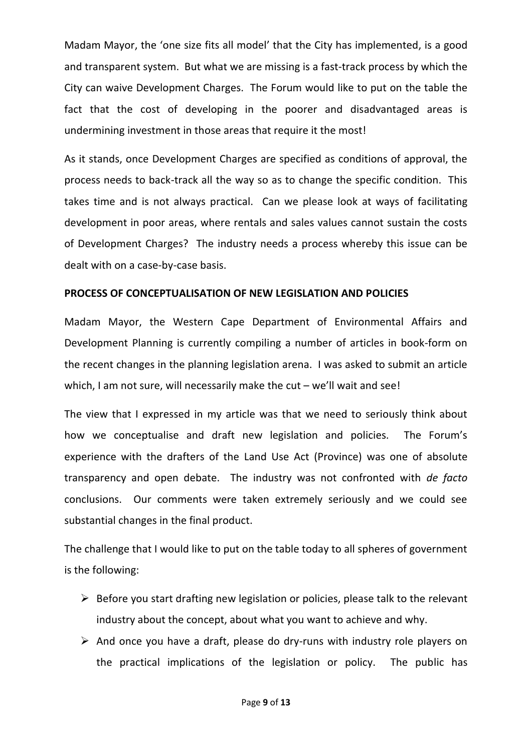Madam Mayor, the 'one size fits all model' that the City has implemented, is a good and transparent system. But what we are missing is a fast-track process by which the City can waive Development Charges. The Forum would like to put on the table the fact that the cost of developing in the poorer and disadvantaged areas is undermining investment in those areas that require it the most!

As it stands, once Development Charges are specified as conditions of approval, the process needs to back-track all the way so as to change the specific condition. This takes time and is not always practical. Can we please look at ways of facilitating development in poor areas, where rentals and sales values cannot sustain the costs of Development Charges? The industry needs a process whereby this issue can be dealt with on a case-by-case basis.

**PROCESS OF CONCEPTUALISATION OF NEW LEGISLATION AND POLICIES**

Madam Mayor, the Western Cape Department of Environmental Affairs and Development Planning is currently compiling a number of articles in book-form on the recent changes in the planning legislation arena. I was asked to submit an article which, I am not sure, will necessarily make the cut – we'll wait and see!

The view that I expressed in my article was that we need to seriously think about how we conceptualise and draft new legislation and policies. The Forum's experience with the drafters of the Land Use Act (Province) was one of absolute transparency and open debate. The industry was not confronted with *de facto* conclusions. Our comments were taken extremely seriously and we could see substantial changes in the final product.

The challenge that I would like to put on the table today to all spheres of government is the following:

- Before you start drafting new legislation or policies, please talk to the relevant industry about the concept, about what you want to achieve and why.
- And once you have a draft, please do dry-runs with industry role players on the practical implications of the legislation or policy. The public has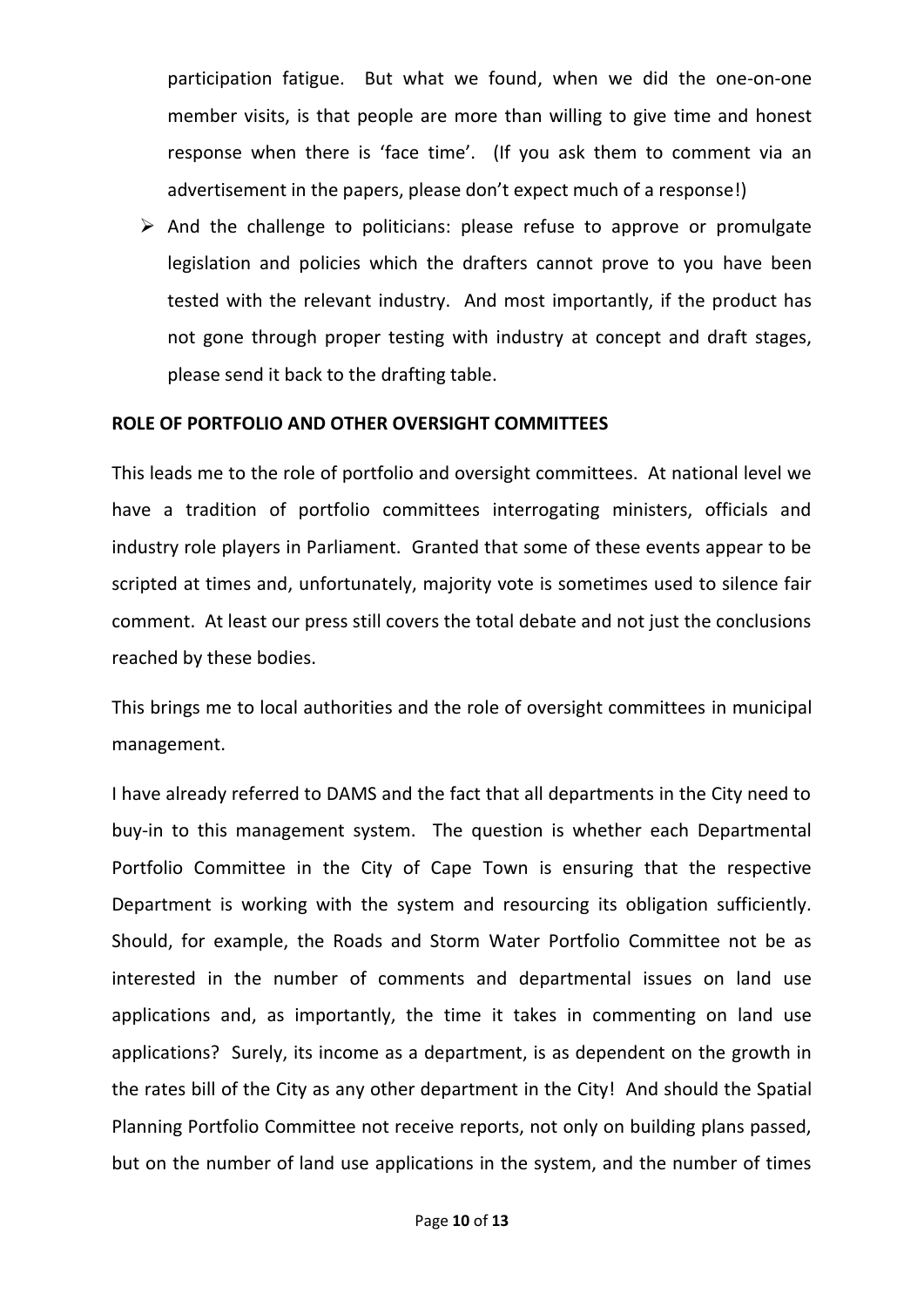participation fatigue. But what we found, when we did the one-on-one member visits, is that people are more than willing to give time and honest response when there is 'face time'. (If you ask them to comment via an advertisement in the papers, please don't expect much of a response!)

- And the challenge to politicians: please refuse to approve or promulgate legislation and policies which the drafters cannot prove to you have been tested with the relevant industry. And most importantly, if the product has not gone through proper testing with industry at concept and draft stages, please send it back to the drafting table.

**ROLE OF PORTFOLIO AND OTHER OVERSIGHT COMMITTEES**

This leads me to the role of portfolio and oversight committees. At national level we have a tradition of portfolio committees interrogating ministers, officials and industry role players in Parliament. Granted that some of these events appear to be scripted at times and, unfortunately, majority vote is sometimes used to silence fair comment. At least our press still covers the total debate and not just the conclusions reached by these bodies.

This brings me to local authorities and the role of oversight committees in municipal management.

I have already referred to DAMS and the fact that all departments in the City need to buy-in to this management system. The question is whether each Departmental Portfolio Committee in the City of Cape Town is ensuring that the respective Department is working with the system and resourcing its obligation sufficiently. Should, for example, the Roads and Storm Water Portfolio Committee not be as interested in the number of comments and departmental issues on land use applications and, as importantly, the time it takes in commenting on land use applications? Surely, its income as a department, is as dependent on the growth in the rates bill of the City as any other department in the City! And should the Spatial Planning Portfolio Committee not receive reports, not only on building plans passed, but on the number of land use applications in the system, and the number of times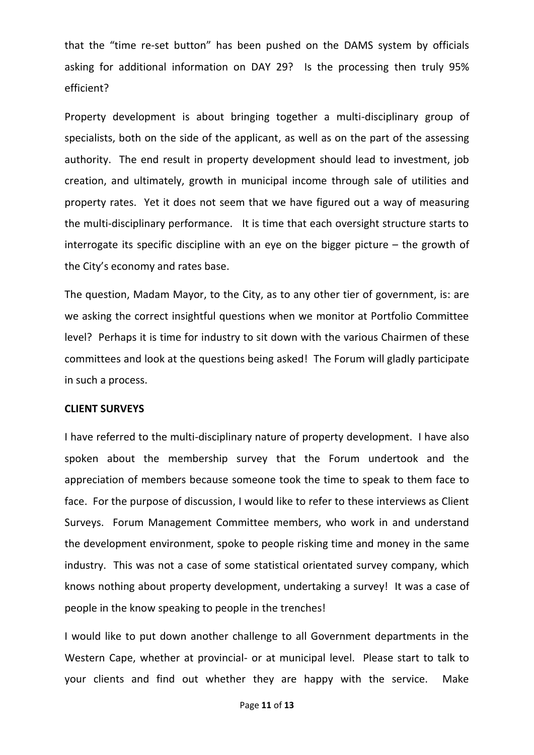that the "time re-set button" has been pushed on the DAMS system by officials asking for additional information on DAY 29? Is the processing then truly 95% efficient?

Property development is about bringing together a multi-disciplinary group of specialists, both on the side of the applicant, as well as on the part of the assessing authority. The end result in property development should lead to investment, job creation, and ultimately, growth in municipal income through sale of utilities and property rates. Yet it does not seem that we have figured out a way of measuring the multi-disciplinary performance. It is time that each oversight structure starts to interrogate its specific discipline with an eye on the bigger picture – the growth of the City's economy and rates base.

The question, Madam Mayor, to the City, as to any other tier of government, is: are we asking the correct insightful questions when we monitor at Portfolio Committee level? Perhaps it is time for industry to sit down with the various Chairmen of these committees and look at the questions being asked! The Forum will gladly participate in such a process.

**CLIENT SURVEYS**

I have referred to the multi-disciplinary nature of property development. I have also spoken about the membership survey that the Forum undertook and the appreciation of members because someone took the time to speak to them face to face. For the purpose of discussion, I would like to refer to these interviews as Client Surveys. Forum Management Committee members, who work in and understand the development environment, spoke to people risking time and money in the same industry. This was not a case of some statistical orientated survey company, which knows nothing about property development, undertaking a survey! It was a case of people in the know speaking to people in the trenches!

I would like to put down another challenge to all Government departments in the Western Cape, whether at provincial- or at municipal level. Please start to talk to your clients and find out whether they are happy with the service. Make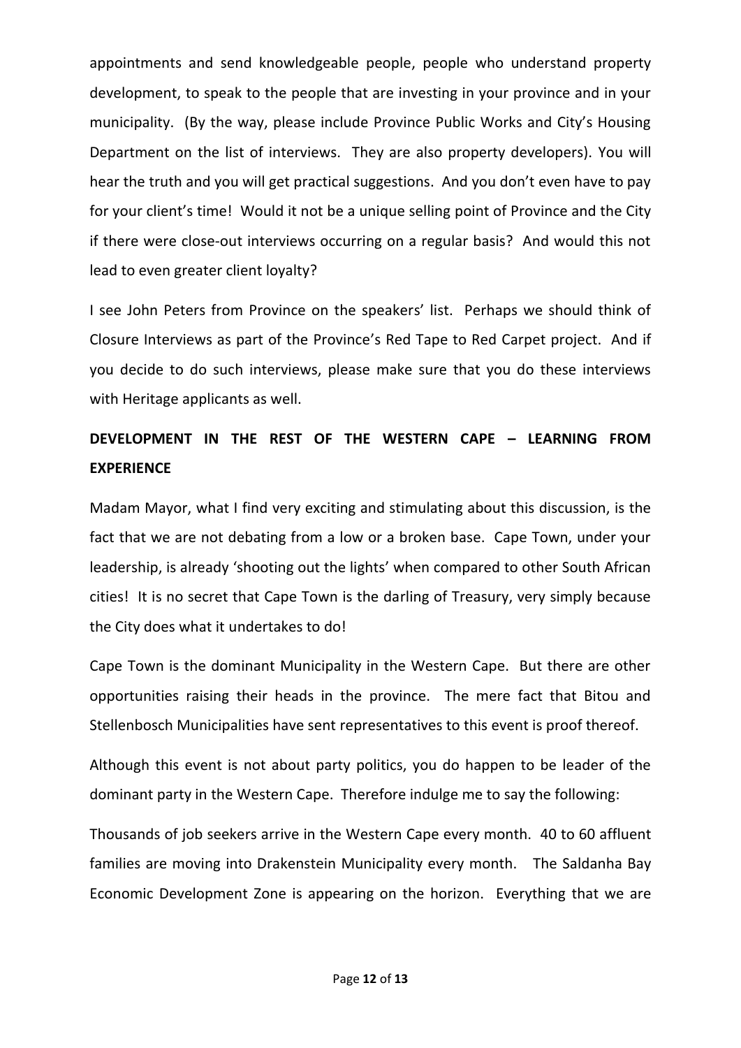appointments and send knowledgeable people, people who understand property development, to speak to the people that are investing in your province and in your municipality. (By the way, please include Province Public Works and City's Housing Department on the list of interviews. They are also property developers). You will hear the truth and you will get practical suggestions. And you don't even have to pay for your client's time! Would it not be a unique selling point of Province and the City if there were close-out interviews occurring on a regular basis? And would this not lead to even greater client loyalty?

I see John Peters from Province on the speakers' list. Perhaps we should think of Closure Interviews as part of the Province's Red Tape to Red Carpet project. And if you decide to do such interviews, please make sure that you do these interviews with Heritage applicants as well.

**DEVELOPMENT IN THE REST OF THE WESTERN CAPE – LEARNING FROM EXPERIENCE**

Madam Mayor, what I find very exciting and stimulating about this discussion, is the fact that we are not debating from a low or a broken base. Cape Town, under your leadership, is already 'shooting out the lights' when compared to other South African cities! It is no secret that Cape Town is the darling of Treasury, very simply because the City does what it undertakes to do!

Cape Town is the dominant Municipality in the Western Cape. But there are other opportunities raising their heads in the province. The mere fact that Bitou and Stellenbosch Municipalities have sent representatives to this event is proof thereof.

Although this event is not about party politics, you do happen to be leader of the dominant party in the Western Cape. Therefore indulge me to say the following:

Thousands of job seekers arrive in the Western Cape every month. 40 to 60 affluent families are moving into Drakenstein Municipality every month. The Saldanha Bay Economic Development Zone is appearing on the horizon. Everything that we are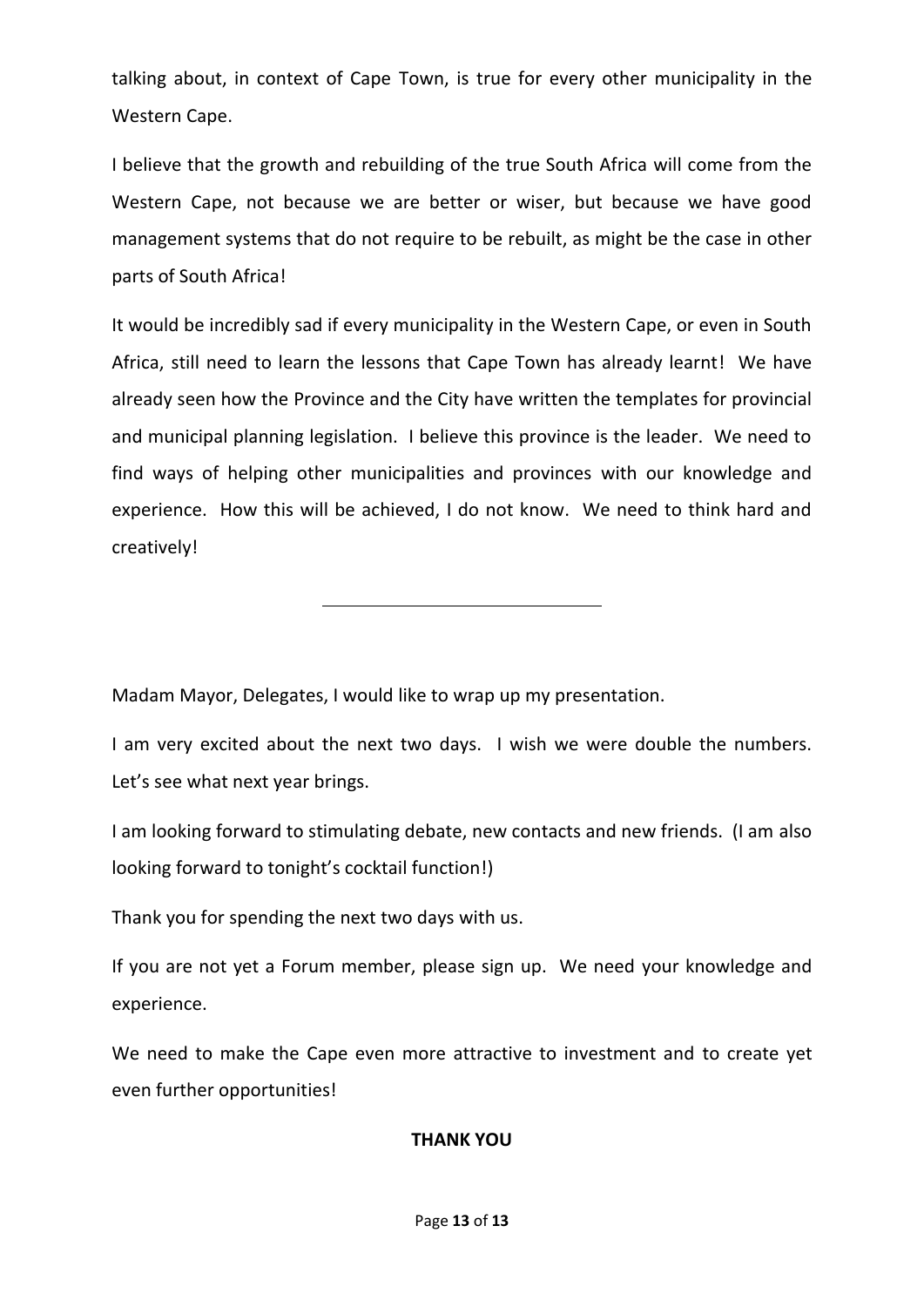talking about, in context of Cape Town, is true for every other municipality in the Western Cape.

I believe that the growth and rebuilding of the true South Africa will come from the Western Cape, not because we are better or wiser, but because we have good management systems that do not require to be rebuilt, as might be the case in other parts of South Africa!

It would be incredibly sad if every municipality in the Western Cape, or even in South Africa, still need to learn the lessons that Cape Town has already learnt! We have already seen how the Province and the City have written the templates for provincial and municipal planning legislation. I believe this province is the leader. We need to find ways of helping other municipalities and provinces with our knowledge and experience. How this will be achieved, I do not know. We need to think hard and creatively!

---

Madam Mayor, Delegates, I would like to wrap up my presentation.

I am very excited about the next two days. I wish we were double the numbers. Let's see what next year brings.

I am looking forward to stimulating debate, new contacts and new friends. (I am also looking forward to tonight's cocktail function!)

Thank you for spending the next two days with us.

If you are not yet a Forum member, please sign up. We need your knowledge and experience.

We need to make the Cape even more attractive to investment and to create yet even further opportunities!

**THANK YOU**